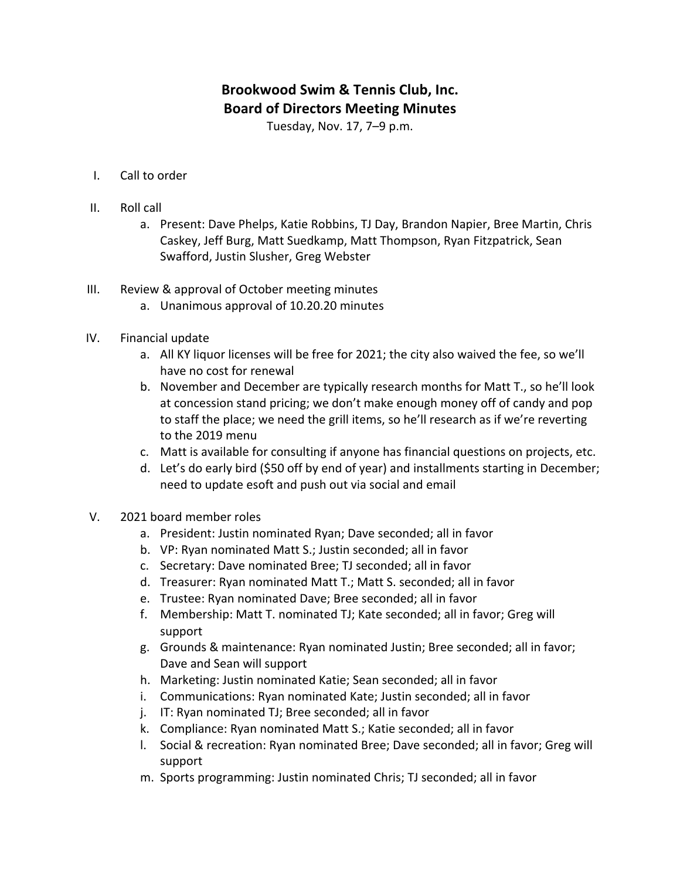# Brookwood Swim & Tennis Club, Inc.
## Board of Directors Meeting Minutes

Tuesday, Nov. 17, 7–9 p.m.

I. Call to order

II. Roll call
   a. Present: Dave Phelps, Katie Robbins, TJ Day, Brandon Napier, Bree Martin, Chris Caskey, Jeff Burg, Matt Suedkamp, Matt Thompson, Ryan Fitzpatrick, Sean Swafford, Justin Slusher, Greg Webster

III. Review & approval of October meeting minutes
   a. Unanimous approval of 10.20.20 minutes

IV. Financial update
   a. All KY liquor licenses will be free for 2021; the city also waived the fee, so we'll have no cost for renewal
   b. November and December are typically research months for Matt T., so he'll look at concession stand pricing; we don't make enough money off of candy and pop to staff the place; we need the grill items, so he'll research as if we're reverting to the 2019 menu
   c. Matt is available for consulting if anyone has financial questions on projects, etc.
   d. Let's do early bird ($50 off by end of year) and installments starting in December; need to update esoft and push out via social and email

V. 2021 board member roles
   a. President: Justin nominated Ryan; Dave seconded; all in favor
   b. VP: Ryan nominated Matt S.; Justin seconded; all in favor
   c. Secretary: Dave nominated Bree; TJ seconded; all in favor
   d. Treasurer: Ryan nominated Matt T.; Matt S. seconded; all in favor
   e. Trustee: Ryan nominated Dave; Bree seconded; all in favor
   f. Membership: Matt T. nominated TJ; Kate seconded; all in favor; Greg will support
   g. Grounds & maintenance: Ryan nominated Justin; Bree seconded; all in favor; Dave and Sean will support
   h. Marketing: Justin nominated Katie; Sean seconded; all in favor
   i. Communications: Ryan nominated Kate; Justin seconded; all in favor
   j. IT: Ryan nominated TJ; Bree seconded; all in favor
   k. Compliance: Ryan nominated Matt S.; Katie seconded; all in favor
   l. Social & recreation: Ryan nominated Bree; Dave seconded; all in favor; Greg will support
   m. Sports programming: Justin nominated Chris; TJ seconded; all in favor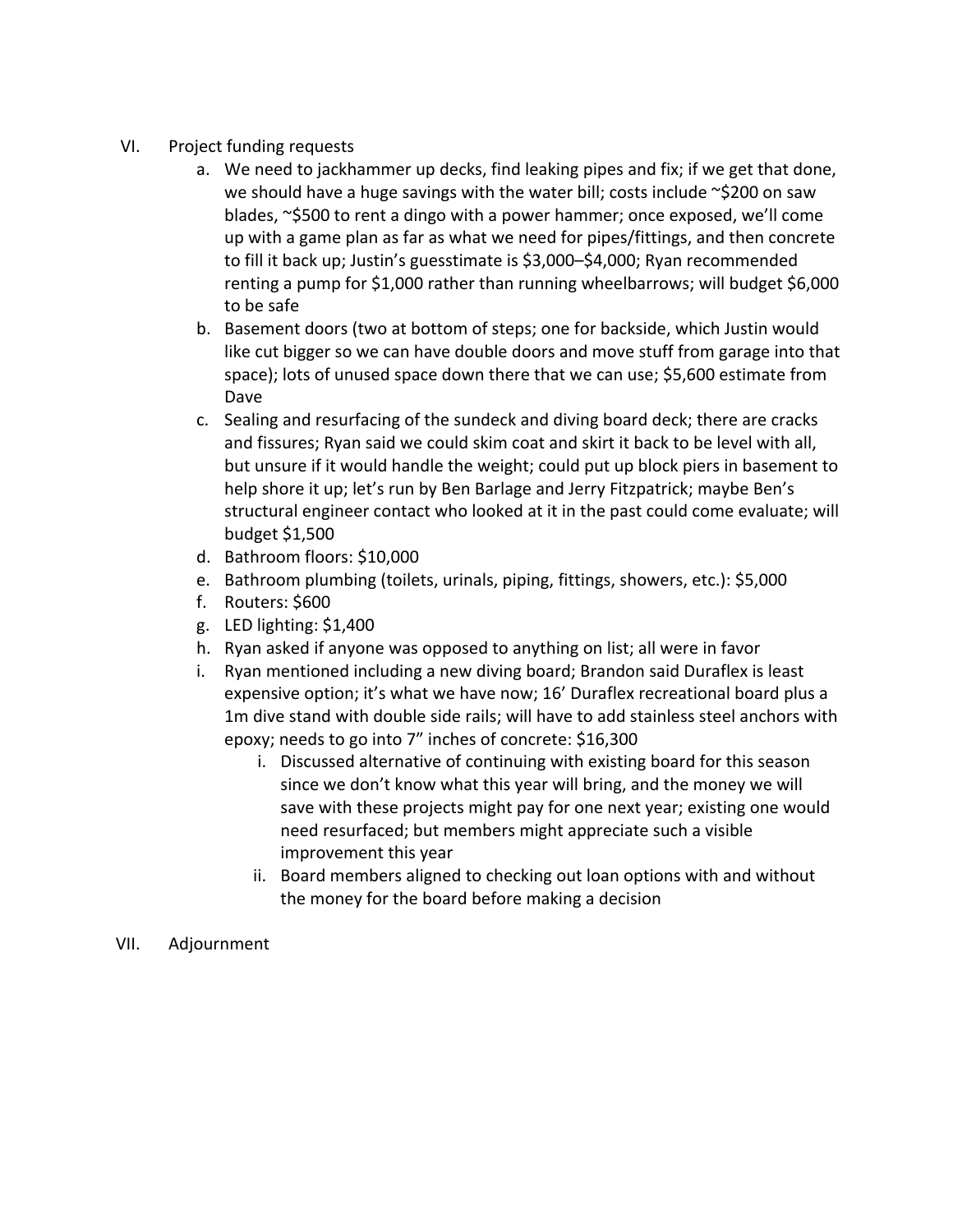VI. Project funding requests

   a. We need to jackhammer up decks, find leaking pipes and fix; if we get that done, we should have a huge savings with the water bill; costs include ~$200 on saw blades, ~$500 to rent a dingo with a power hammer; once exposed, we'll come up with a game plan as far as what we need for pipes/fittings, and then concrete to fill it back up; Justin's guesstimate is $3,000–$4,000; Ryan recommended renting a pump for $1,000 rather than running wheelbarrows; will budget $6,000 to be safe
   b. Basement doors (two at bottom of steps; one for backside, which Justin would like cut bigger so we can have double doors and move stuff from garage into that space); lots of unused space down there that we can use; $5,600 estimate from Dave
   c. Sealing and resurfacing of the sundeck and diving board deck; there are cracks and fissures; Ryan said we could skim coat and skirt it back to be level with all, but unsure if it would handle the weight; could put up block piers in basement to help shore it up; let's run by Ben Barlage and Jerry Fitzpatrick; maybe Ben's structural engineer contact who looked at it in the past could come evaluate; will budget $1,500
   d. Bathroom floors: $10,000
   e. Bathroom plumbing (toilets, urinals, piping, fittings, showers, etc.): $5,000
   f. Routers: $600
   g. LED lighting: $1,400
   h. Ryan asked if anyone was opposed to anything on list; all were in favor
   i. Ryan mentioned including a new diving board; Brandon said Duraflex is least expensive option; it's what we have now; 16' Duraflex recreational board plus a 1m dive stand with double side rails; will have to add stainless steel anchors with epoxy; needs to go into 7" inches of concrete: $16,300
      i. Discussed alternative of continuing with existing board for this season since we don't know what this year will bring, and the money we will save with these projects might pay for one next year; existing one would need resurfaced; but members might appreciate such a visible improvement this year
      ii. Board members aligned to checking out loan options with and without the money for the board before making a decision

VII. Adjournment